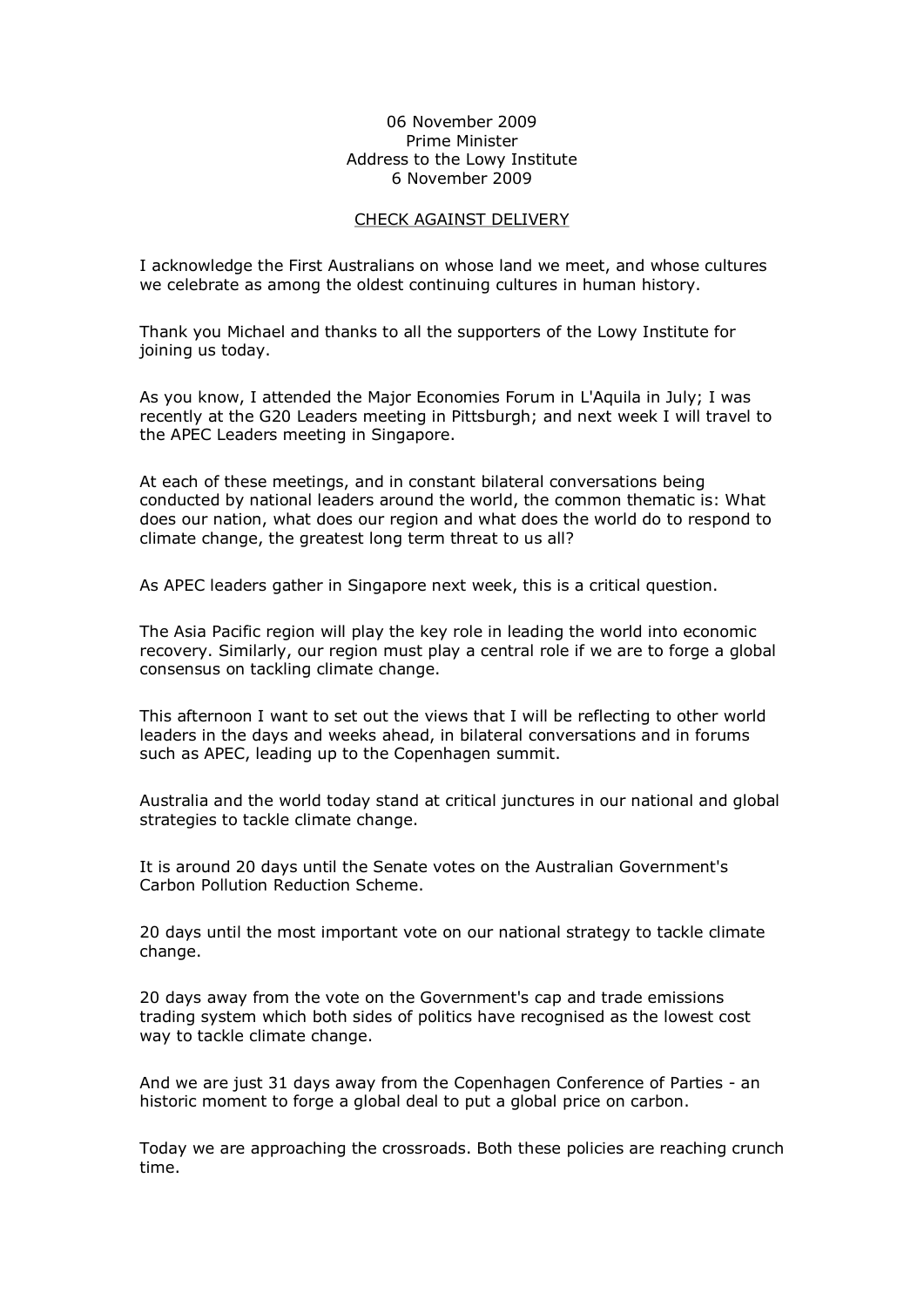06 November 2009
Prime Minister
Address to the Lowy Institute
6 November 2009

<u>CHECK AGAINST DELIVERY</u>

I acknowledge the First Australians on whose land we meet, and whose cultures we celebrate as among the oldest continuing cultures in human history.

Thank you Michael and thanks to all the supporters of the Lowy Institute for joining us today.

As you know, I attended the Major Economies Forum in L'Aquila in July; I was recently at the G20 Leaders meeting in Pittsburgh; and next week I will travel to the APEC Leaders meeting in Singapore.

At each of these meetings, and in constant bilateral conversations being conducted by national leaders around the world, the common thematic is: What does our nation, what does our region and what does the world do to respond to climate change, the greatest long term threat to us all?

As APEC leaders gather in Singapore next week, this is a critical question.

The Asia Pacific region will play the key role in leading the world into economic recovery. Similarly, our region must play a central role if we are to forge a global consensus on tackling climate change.

This afternoon I want to set out the views that I will be reflecting to other world leaders in the days and weeks ahead, in bilateral conversations and in forums such as APEC, leading up to the Copenhagen summit.

Australia and the world today stand at critical junctures in our national and global strategies to tackle climate change.

It is around 20 days until the Senate votes on the Australian Government's Carbon Pollution Reduction Scheme.

20 days until the most important vote on our national strategy to tackle climate change.

20 days away from the vote on the Government's cap and trade emissions trading system which both sides of politics have recognised as the lowest cost way to tackle climate change.

And we are just 31 days away from the Copenhagen Conference of Parties - an historic moment to forge a global deal to put a global price on carbon.

Today we are approaching the crossroads. Both these policies are reaching crunch time.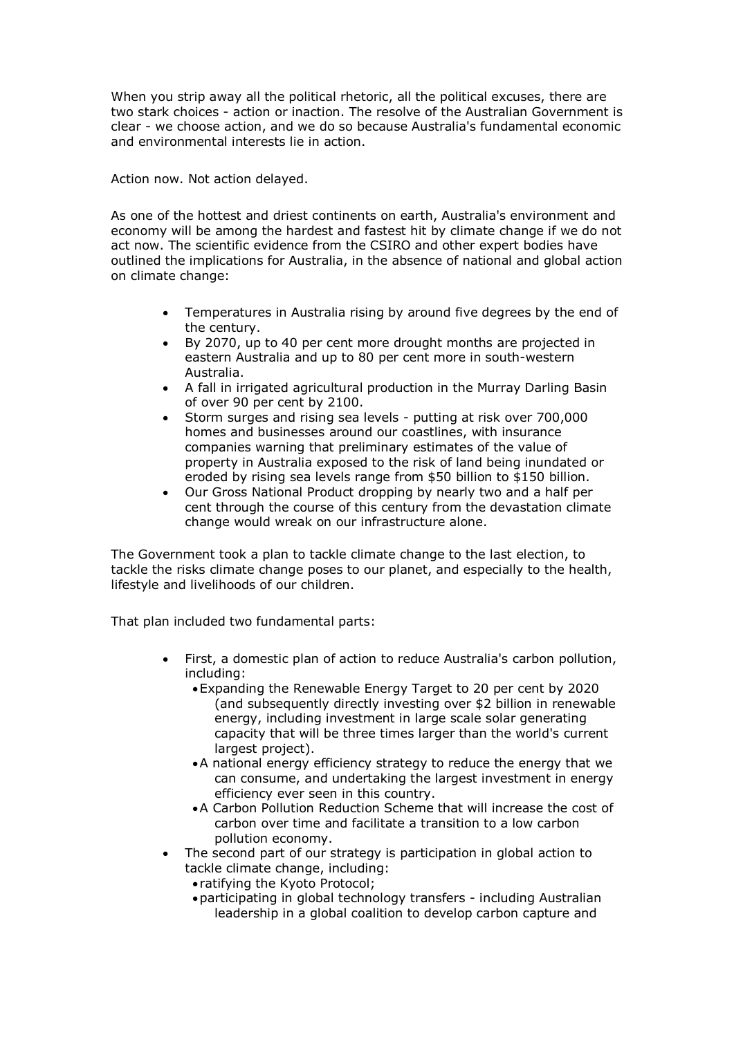When you strip away all the political rhetoric, all the political excuses, there are two stark choices - action or inaction. The resolve of the Australian Government is clear - we choose action, and we do so because Australia's fundamental economic and environmental interests lie in action.

Action now. Not action delayed.

As one of the hottest and driest continents on earth, Australia's environment and economy will be among the hardest and fastest hit by climate change if we do not act now. The scientific evidence from the CSIRO and other expert bodies have outlined the implications for Australia, in the absence of national and global action on climate change:

- Temperatures in Australia rising by around five degrees by the end of the century.
- By 2070, up to 40 per cent more drought months are projected in eastern Australia and up to 80 per cent more in south-western Australia.
- A fall in irrigated agricultural production in the Murray Darling Basin of over 90 per cent by 2100.
- Storm surges and rising sea levels - putting at risk over 700,000 homes and businesses around our coastlines, with insurance companies warning that preliminary estimates of the value of property in Australia exposed to the risk of land being inundated or eroded by rising sea levels range from $50 billion to $150 billion.
- Our Gross National Product dropping by nearly two and a half per cent through the course of this century from the devastation climate change would wreak on our infrastructure alone.

The Government took a plan to tackle climate change to the last election, to tackle the risks climate change poses to our planet, and especially to the health, lifestyle and livelihoods of our children.

That plan included two fundamental parts:

- First, a domestic plan of action to reduce Australia's carbon pollution, including:
  - Expanding the Renewable Energy Target to 20 per cent by 2020 (and subsequently directly investing over $2 billion in renewable energy, including investment in large scale solar generating capacity that will be three times larger than the world's current largest project).
  - A national energy efficiency strategy to reduce the energy that we can consume, and undertaking the largest investment in energy efficiency ever seen in this country.
  - A Carbon Pollution Reduction Scheme that will increase the cost of carbon over time and facilitate a transition to a low carbon pollution economy.
- The second part of our strategy is participation in global action to tackle climate change, including:
  - ratifying the Kyoto Protocol;
  - participating in global technology transfers - including Australian leadership in a global coalition to develop carbon capture and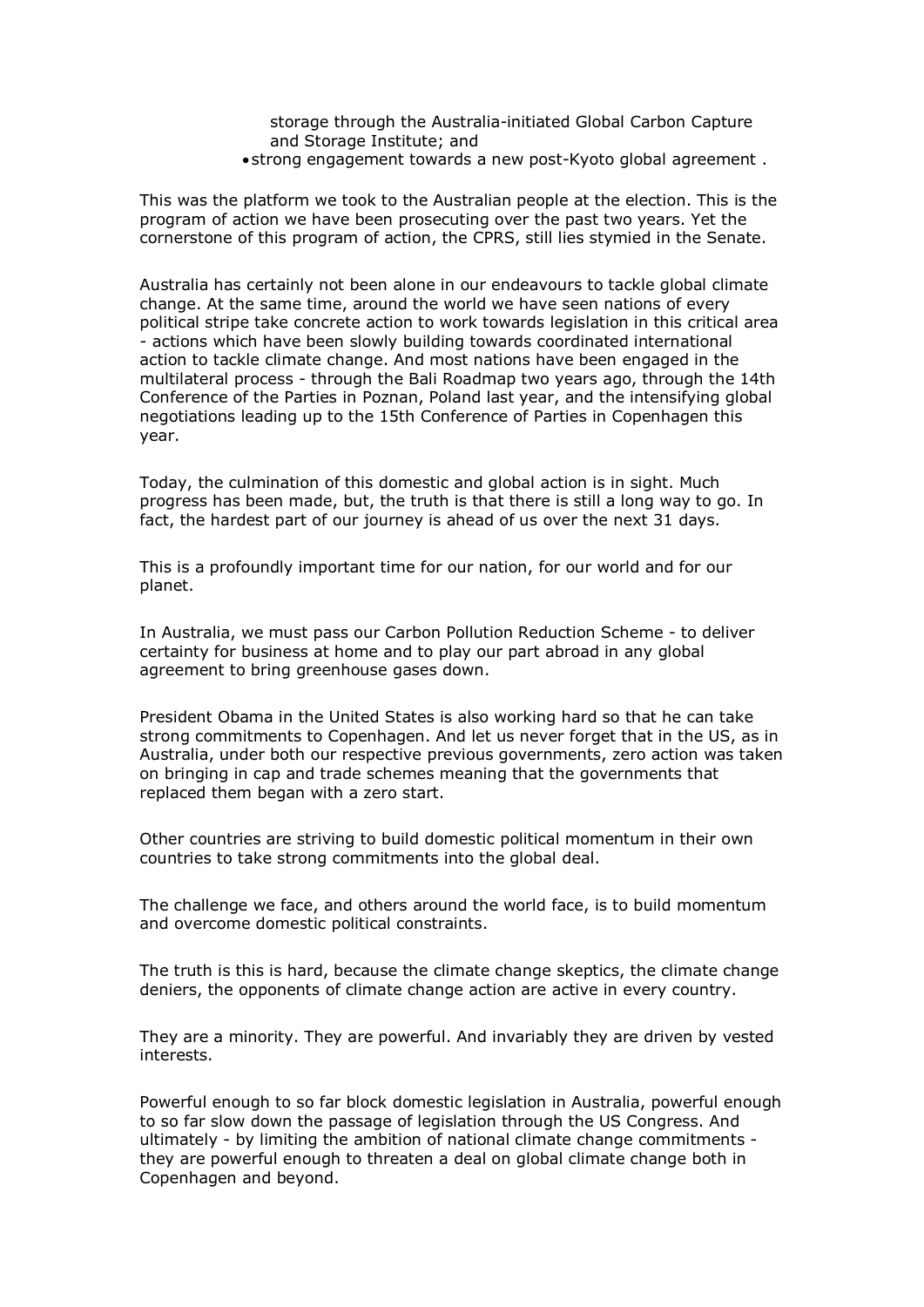storage through the Australia-initiated Global Carbon Capture and Storage Institute; and

- strong engagement towards a new post-Kyoto global agreement .

This was the platform we took to the Australian people at the election. This is the program of action we have been prosecuting over the past two years. Yet the cornerstone of this program of action, the CPRS, still lies stymied in the Senate.

Australia has certainly not been alone in our endeavours to tackle global climate change. At the same time, around the world we have seen nations of every political stripe take concrete action to work towards legislation in this critical area - actions which have been slowly building towards coordinated international action to tackle climate change. And most nations have been engaged in the multilateral process - through the Bali Roadmap two years ago, through the 14th Conference of the Parties in Poznan, Poland last year, and the intensifying global negotiations leading up to the 15th Conference of Parties in Copenhagen this year.

Today, the culmination of this domestic and global action is in sight. Much progress has been made, but, the truth is that there is still a long way to go. In fact, the hardest part of our journey is ahead of us over the next 31 days.

This is a profoundly important time for our nation, for our world and for our planet.

In Australia, we must pass our Carbon Pollution Reduction Scheme - to deliver certainty for business at home and to play our part abroad in any global agreement to bring greenhouse gases down.

President Obama in the United States is also working hard so that he can take strong commitments to Copenhagen. And let us never forget that in the US, as in Australia, under both our respective previous governments, zero action was taken on bringing in cap and trade schemes meaning that the governments that replaced them began with a zero start.

Other countries are striving to build domestic political momentum in their own countries to take strong commitments into the global deal.

The challenge we face, and others around the world face, is to build momentum and overcome domestic political constraints.

The truth is this is hard, because the climate change skeptics, the climate change deniers, the opponents of climate change action are active in every country.

They are a minority. They are powerful. And invariably they are driven by vested interests.

Powerful enough to so far block domestic legislation in Australia, powerful enough to so far slow down the passage of legislation through the US Congress. And ultimately - by limiting the ambition of national climate change commitments - they are powerful enough to threaten a deal on global climate change both in Copenhagen and beyond.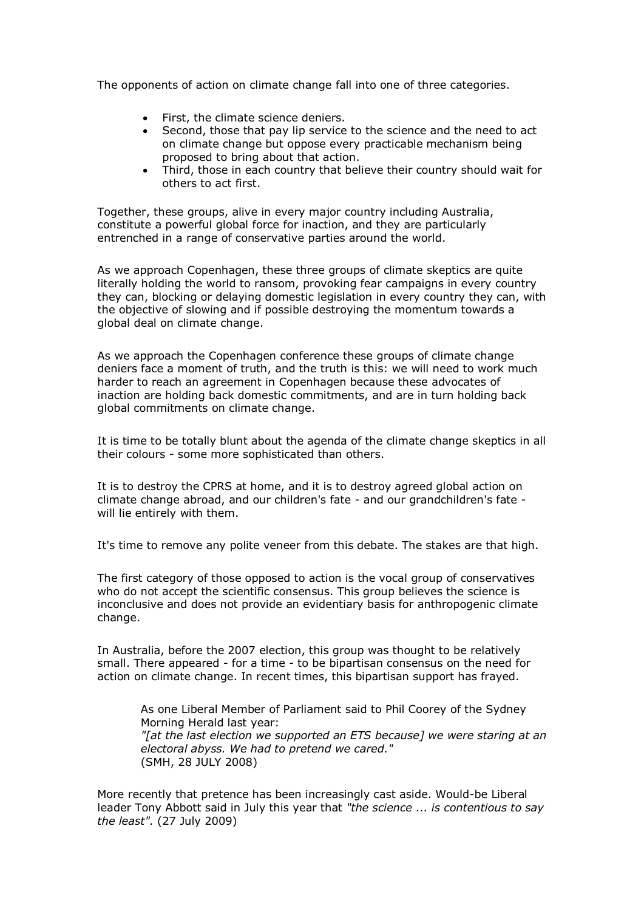The opponents of action on climate change fall into one of three categories.

- First, the climate science deniers.
- Second, those that pay lip service to the science and the need to act on climate change but oppose every practicable mechanism being proposed to bring about that action.
- Third, those in each country that believe their country should wait for others to act first.

Together, these groups, alive in every major country including Australia, constitute a powerful global force for inaction, and they are particularly entrenched in a range of conservative parties around the world.

As we approach Copenhagen, these three groups of climate skeptics are quite literally holding the world to ransom, provoking fear campaigns in every country they can, blocking or delaying domestic legislation in every country they can, with the objective of slowing and if possible destroying the momentum towards a global deal on climate change.

As we approach the Copenhagen conference these groups of climate change deniers face a moment of truth, and the truth is this: we will need to work much harder to reach an agreement in Copenhagen because these advocates of inaction are holding back domestic commitments, and are in turn holding back global commitments on climate change.

It is time to be totally blunt about the agenda of the climate change skeptics in all their colours - some more sophisticated than others.

It is to destroy the CPRS at home, and it is to destroy agreed global action on climate change abroad, and our children's fate - and our grandchildren's fate - will lie entirely with them.

It's time to remove any polite veneer from this debate. The stakes are that high.

The first category of those opposed to action is the vocal group of conservatives who do not accept the scientific consensus. This group believes the science is inconclusive and does not provide an evidentiary basis for anthropogenic climate change.

In Australia, before the 2007 election, this group was thought to be relatively small. There appeared - for a time - to be bipartisan consensus on the need for action on climate change. In recent times, this bipartisan support has frayed.

> As one Liberal Member of Parliament said to Phil Coorey of the Sydney Morning Herald last year:
> *"[at the last election we supported an ETS because] we were staring at an electoral abyss. We had to pretend we cared."*
> (SMH, 28 JULY 2008)

More recently that pretence has been increasingly cast aside. Would-be Liberal leader Tony Abbott said in July this year that *"the science ... is contentious to say the least".* (27 July 2009)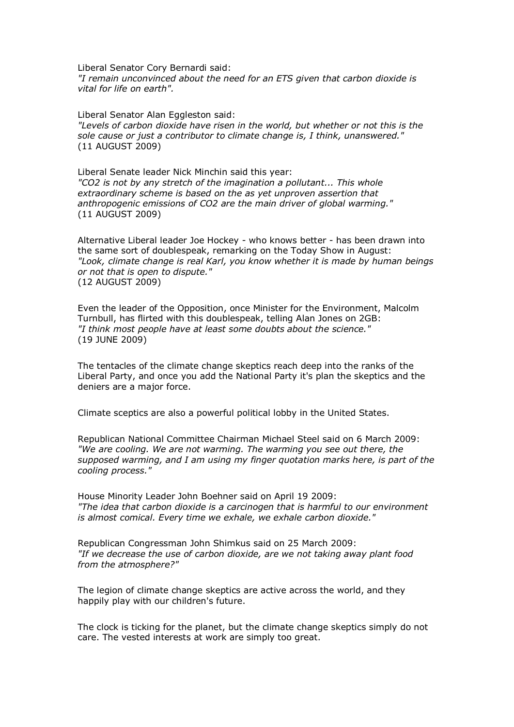Liberal Senator Cory Bernardi said:
*"I remain unconvinced about the need for an ETS given that carbon dioxide is vital for life on earth".*

Liberal Senator Alan Eggleston said:
*"Levels of carbon dioxide have risen in the world, but whether or not this is the sole cause or just a contributor to climate change is, I think, unanswered."*
(11 AUGUST 2009)

Liberal Senate leader Nick Minchin said this year:
*"CO2 is not by any stretch of the imagination a pollutant... This whole extraordinary scheme is based on the as yet unproven assertion that anthropogenic emissions of CO2 are the main driver of global warming."*
(11 AUGUST 2009)

Alternative Liberal leader Joe Hockey - who knows better - has been drawn into the same sort of doublespeak, remarking on the Today Show in August:
*"Look, climate change is real Karl, you know whether it is made by human beings or not that is open to dispute."*
(12 AUGUST 2009)

Even the leader of the Opposition, once Minister for the Environment, Malcolm Turnbull, has flirted with this doublespeak, telling Alan Jones on 2GB:
*"I think most people have at least some doubts about the science."*
(19 JUNE 2009)

The tentacles of the climate change skeptics reach deep into the ranks of the Liberal Party, and once you add the National Party it's plan the skeptics and the deniers are a major force.

Climate sceptics are also a powerful political lobby in the United States.

Republican National Committee Chairman Michael Steel said on 6 March 2009:
*"We are cooling. We are not warming. The warming you see out there, the supposed warming, and I am using my finger quotation marks here, is part of the cooling process."*

House Minority Leader John Boehner said on April 19 2009:
*"The idea that carbon dioxide is a carcinogen that is harmful to our environment is almost comical. Every time we exhale, we exhale carbon dioxide."*

Republican Congressman John Shimkus said on 25 March 2009:
*"If we decrease the use of carbon dioxide, are we not taking away plant food from the atmosphere?"*

The legion of climate change skeptics are active across the world, and they happily play with our children's future.

The clock is ticking for the planet, but the climate change skeptics simply do not care. The vested interests at work are simply too great.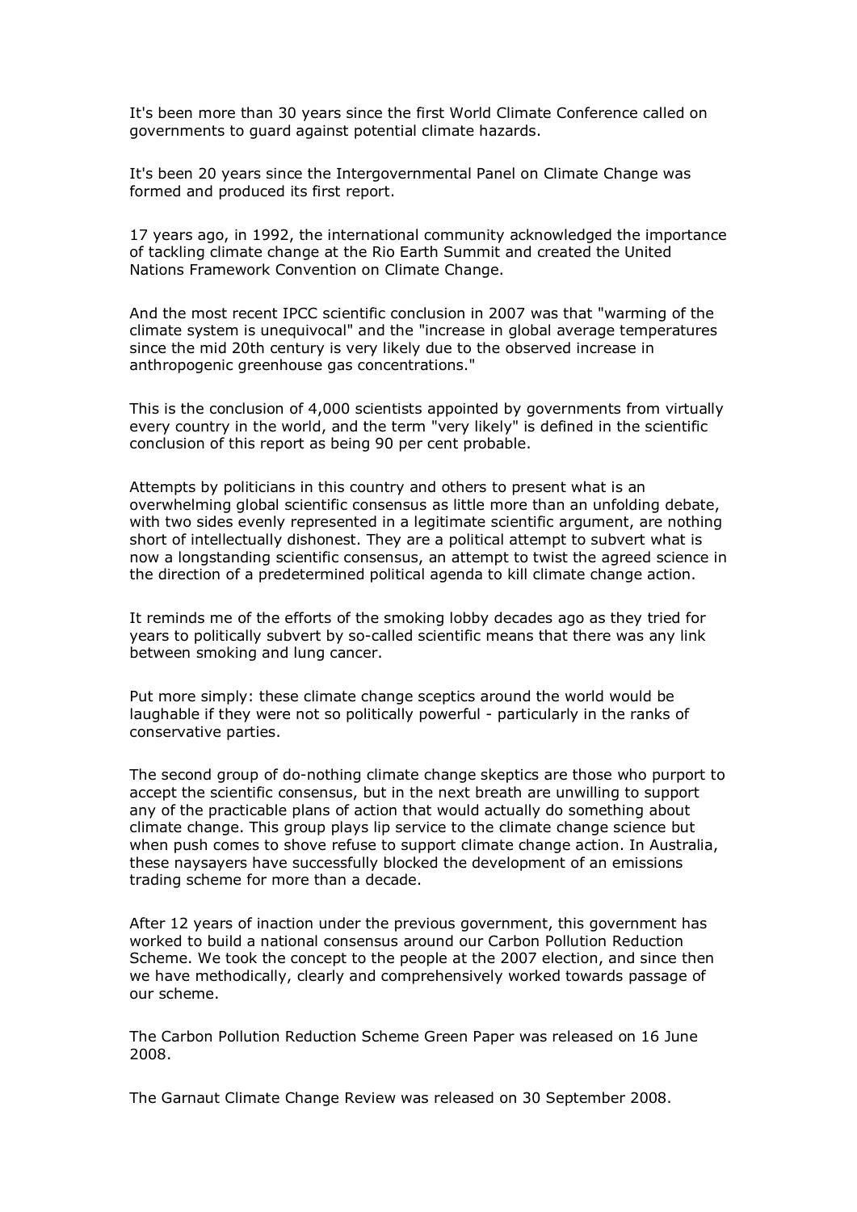It's been more than 30 years since the first World Climate Conference called on governments to guard against potential climate hazards.

It's been 20 years since the Intergovernmental Panel on Climate Change was formed and produced its first report.

17 years ago, in 1992, the international community acknowledged the importance of tackling climate change at the Rio Earth Summit and created the United Nations Framework Convention on Climate Change.

And the most recent IPCC scientific conclusion in 2007 was that "warming of the climate system is unequivocal" and the "increase in global average temperatures since the mid 20th century is very likely due to the observed increase in anthropogenic greenhouse gas concentrations."

This is the conclusion of 4,000 scientists appointed by governments from virtually every country in the world, and the term "very likely" is defined in the scientific conclusion of this report as being 90 per cent probable.

Attempts by politicians in this country and others to present what is an overwhelming global scientific consensus as little more than an unfolding debate, with two sides evenly represented in a legitimate scientific argument, are nothing short of intellectually dishonest. They are a political attempt to subvert what is now a longstanding scientific consensus, an attempt to twist the agreed science in the direction of a predetermined political agenda to kill climate change action.

It reminds me of the efforts of the smoking lobby decades ago as they tried for years to politically subvert by so-called scientific means that there was any link between smoking and lung cancer.

Put more simply: these climate change sceptics around the world would be laughable if they were not so politically powerful - particularly in the ranks of conservative parties.

The second group of do-nothing climate change skeptics are those who purport to accept the scientific consensus, but in the next breath are unwilling to support any of the practicable plans of action that would actually do something about climate change. This group plays lip service to the climate change science but when push comes to shove refuse to support climate change action. In Australia, these naysayers have successfully blocked the development of an emissions trading scheme for more than a decade.

After 12 years of inaction under the previous government, this government has worked to build a national consensus around our Carbon Pollution Reduction Scheme. We took the concept to the people at the 2007 election, and since then we have methodically, clearly and comprehensively worked towards passage of our scheme.

The Carbon Pollution Reduction Scheme Green Paper was released on 16 June 2008.

The Garnaut Climate Change Review was released on 30 September 2008.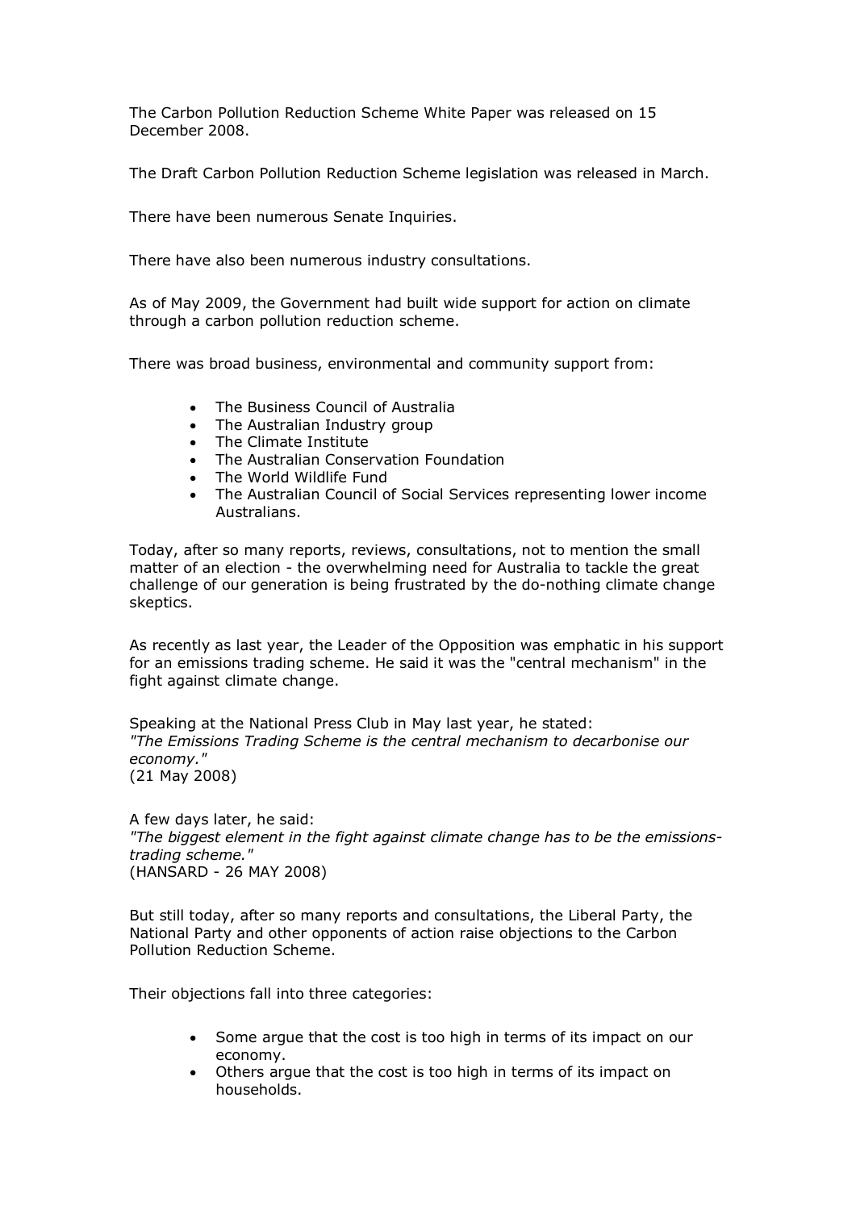The Carbon Pollution Reduction Scheme White Paper was released on 15 December 2008.

The Draft Carbon Pollution Reduction Scheme legislation was released in March.

There have been numerous Senate Inquiries.

There have also been numerous industry consultations.

As of May 2009, the Government had built wide support for action on climate through a carbon pollution reduction scheme.

There was broad business, environmental and community support from:

- The Business Council of Australia
- The Australian Industry group
- The Climate Institute
- The Australian Conservation Foundation
- The World Wildlife Fund
- The Australian Council of Social Services representing lower income Australians.

Today, after so many reports, reviews, consultations, not to mention the small matter of an election - the overwhelming need for Australia to tackle the great challenge of our generation is being frustrated by the do-nothing climate change skeptics.

As recently as last year, the Leader of the Opposition was emphatic in his support for an emissions trading scheme. He said it was the "central mechanism" in the fight against climate change.

Speaking at the National Press Club in May last year, he stated:
*"The Emissions Trading Scheme is the central mechanism to decarbonise our economy."*
(21 May 2008)

A few days later, he said:
*"The biggest element in the fight against climate change has to be the emissions-trading scheme."*
(HANSARD - 26 MAY 2008)

But still today, after so many reports and consultations, the Liberal Party, the National Party and other opponents of action raise objections to the Carbon Pollution Reduction Scheme.

Their objections fall into three categories:

- Some argue that the cost is too high in terms of its impact on our economy.
- Others argue that the cost is too high in terms of its impact on households.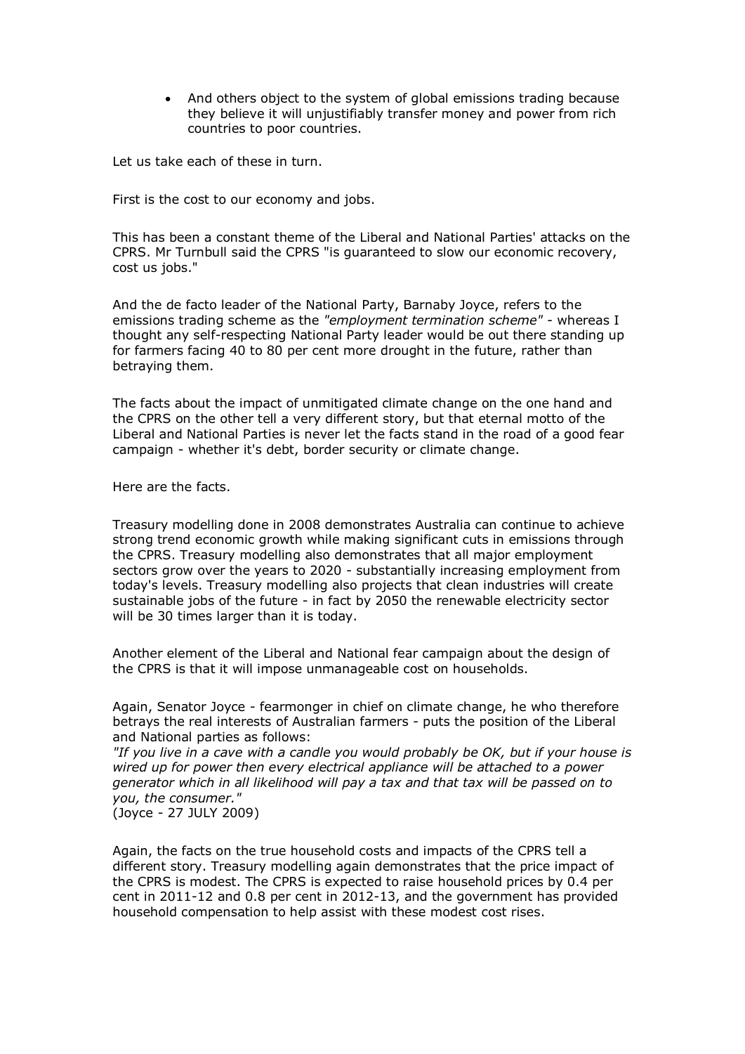- And others object to the system of global emissions trading because they believe it will unjustifiably transfer money and power from rich countries to poor countries.

Let us take each of these in turn.

First is the cost to our economy and jobs.

This has been a constant theme of the Liberal and National Parties' attacks on the CPRS. Mr Turnbull said the CPRS "is guaranteed to slow our economic recovery, cost us jobs."

And the de facto leader of the National Party, Barnaby Joyce, refers to the emissions trading scheme as the *"employment termination scheme"* - whereas I thought any self-respecting National Party leader would be out there standing up for farmers facing 40 to 80 per cent more drought in the future, rather than betraying them.

The facts about the impact of unmitigated climate change on the one hand and the CPRS on the other tell a very different story, but that eternal motto of the Liberal and National Parties is never let the facts stand in the road of a good fear campaign - whether it's debt, border security or climate change.

Here are the facts.

Treasury modelling done in 2008 demonstrates Australia can continue to achieve strong trend economic growth while making significant cuts in emissions through the CPRS. Treasury modelling also demonstrates that all major employment sectors grow over the years to 2020 - substantially increasing employment from today's levels. Treasury modelling also projects that clean industries will create sustainable jobs of the future - in fact by 2050 the renewable electricity sector will be 30 times larger than it is today.

Another element of the Liberal and National fear campaign about the design of the CPRS is that it will impose unmanageable cost on households.

Again, Senator Joyce - fearmonger in chief on climate change, he who therefore betrays the real interests of Australian farmers - puts the position of the Liberal and National parties as follows:
*"If you live in a cave with a candle you would probably be OK, but if your house is wired up for power then every electrical appliance will be attached to a power generator which in all likelihood will pay a tax and that tax will be passed on to you, the consumer."*
(Joyce - 27 JULY 2009)

Again, the facts on the true household costs and impacts of the CPRS tell a different story. Treasury modelling again demonstrates that the price impact of the CPRS is modest. The CPRS is expected to raise household prices by 0.4 per cent in 2011-12 and 0.8 per cent in 2012-13, and the government has provided household compensation to help assist with these modest cost rises.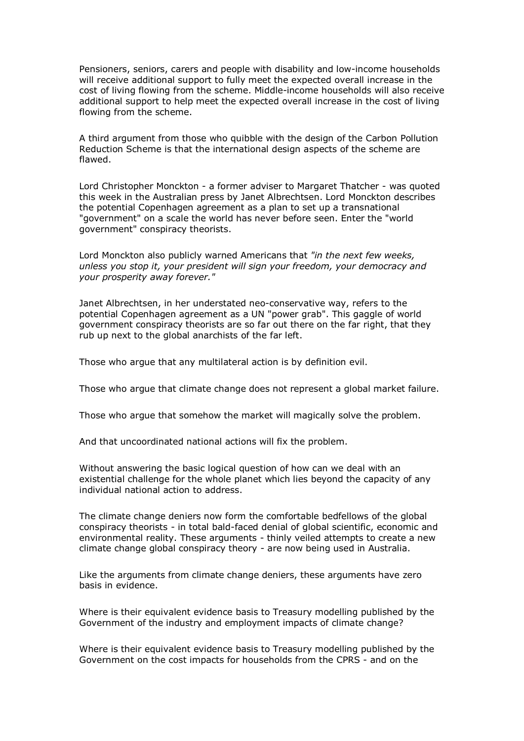Pensioners, seniors, carers and people with disability and low-income households will receive additional support to fully meet the expected overall increase in the cost of living flowing from the scheme. Middle-income households will also receive additional support to help meet the expected overall increase in the cost of living flowing from the scheme.

A third argument from those who quibble with the design of the Carbon Pollution Reduction Scheme is that the international design aspects of the scheme are flawed.

Lord Christopher Monckton - a former adviser to Margaret Thatcher - was quoted this week in the Australian press by Janet Albrechtsen. Lord Monckton describes the potential Copenhagen agreement as a plan to set up a transnational "government" on a scale the world has never before seen. Enter the "world government" conspiracy theorists.

Lord Monckton also publicly warned Americans that *"in the next few weeks, unless you stop it, your president will sign your freedom, your democracy and your prosperity away forever."*

Janet Albrechtsen, in her understated neo-conservative way, refers to the potential Copenhagen agreement as a UN "power grab". This gaggle of world government conspiracy theorists are so far out there on the far right, that they rub up next to the global anarchists of the far left.

Those who argue that any multilateral action is by definition evil.

Those who argue that climate change does not represent a global market failure.

Those who argue that somehow the market will magically solve the problem.

And that uncoordinated national actions will fix the problem.

Without answering the basic logical question of how can we deal with an existential challenge for the whole planet which lies beyond the capacity of any individual national action to address.

The climate change deniers now form the comfortable bedfellows of the global conspiracy theorists - in total bald-faced denial of global scientific, economic and environmental reality. These arguments - thinly veiled attempts to create a new climate change global conspiracy theory - are now being used in Australia.

Like the arguments from climate change deniers, these arguments have zero basis in evidence.

Where is their equivalent evidence basis to Treasury modelling published by the Government of the industry and employment impacts of climate change?

Where is their equivalent evidence basis to Treasury modelling published by the Government on the cost impacts for households from the CPRS - and on the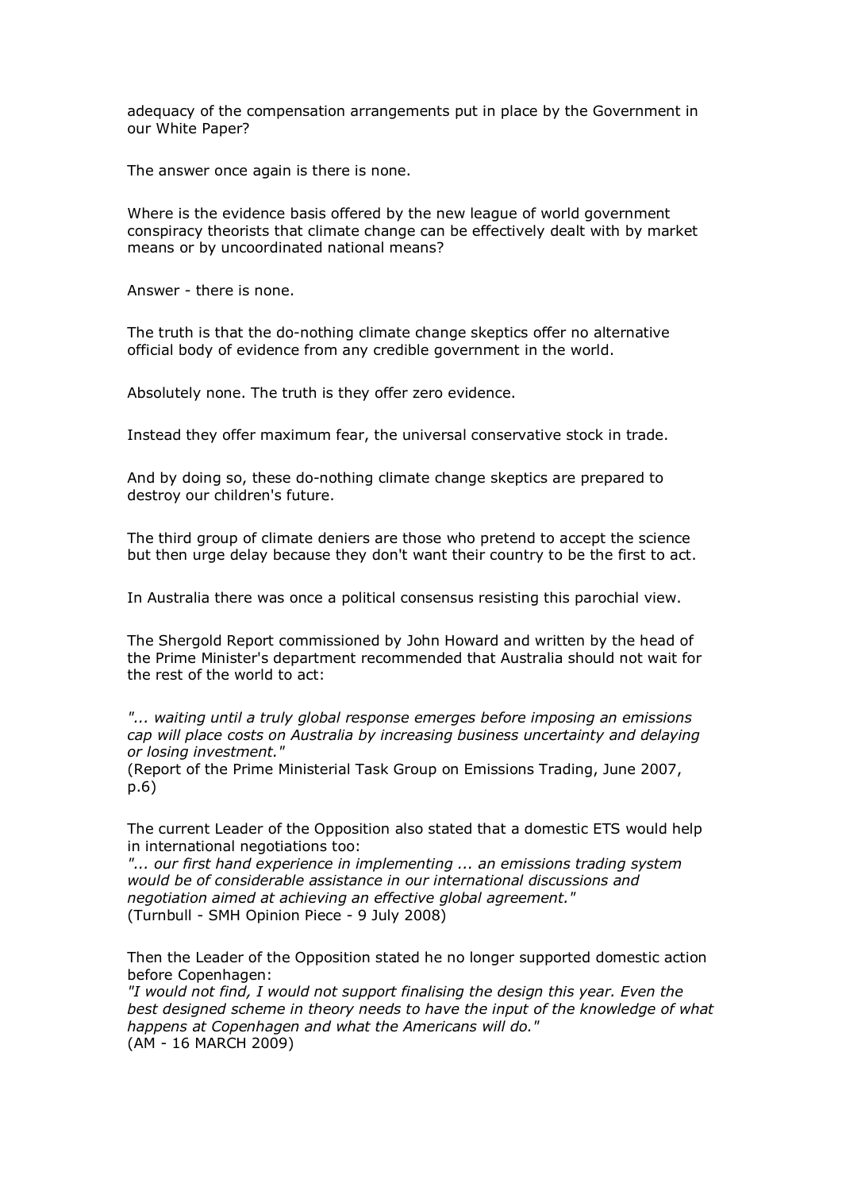adequacy of the compensation arrangements put in place by the Government in our White Paper?

The answer once again is there is none.

Where is the evidence basis offered by the new league of world government conspiracy theorists that climate change can be effectively dealt with by market means or by uncoordinated national means?

Answer - there is none.

The truth is that the do-nothing climate change skeptics offer no alternative official body of evidence from any credible government in the world.

Absolutely none. The truth is they offer zero evidence.

Instead they offer maximum fear, the universal conservative stock in trade.

And by doing so, these do-nothing climate change skeptics are prepared to destroy our children's future.

The third group of climate deniers are those who pretend to accept the science but then urge delay because they don't want their country to be the first to act.

In Australia there was once a political consensus resisting this parochial view.

The Shergold Report commissioned by John Howard and written by the head of the Prime Minister's department recommended that Australia should not wait for the rest of the world to act:

*"... waiting until a truly global response emerges before imposing an emissions cap will place costs on Australia by increasing business uncertainty and delaying or losing investment."*
(Report of the Prime Ministerial Task Group on Emissions Trading, June 2007, p.6)

The current Leader of the Opposition also stated that a domestic ETS would help in international negotiations too:
*"... our first hand experience in implementing ... an emissions trading system would be of considerable assistance in our international discussions and negotiation aimed at achieving an effective global agreement."*
(Turnbull - SMH Opinion Piece - 9 July 2008)

Then the Leader of the Opposition stated he no longer supported domestic action before Copenhagen:
*"I would not find, I would not support finalising the design this year. Even the best designed scheme in theory needs to have the input of the knowledge of what happens at Copenhagen and what the Americans will do."*
(AM - 16 MARCH 2009)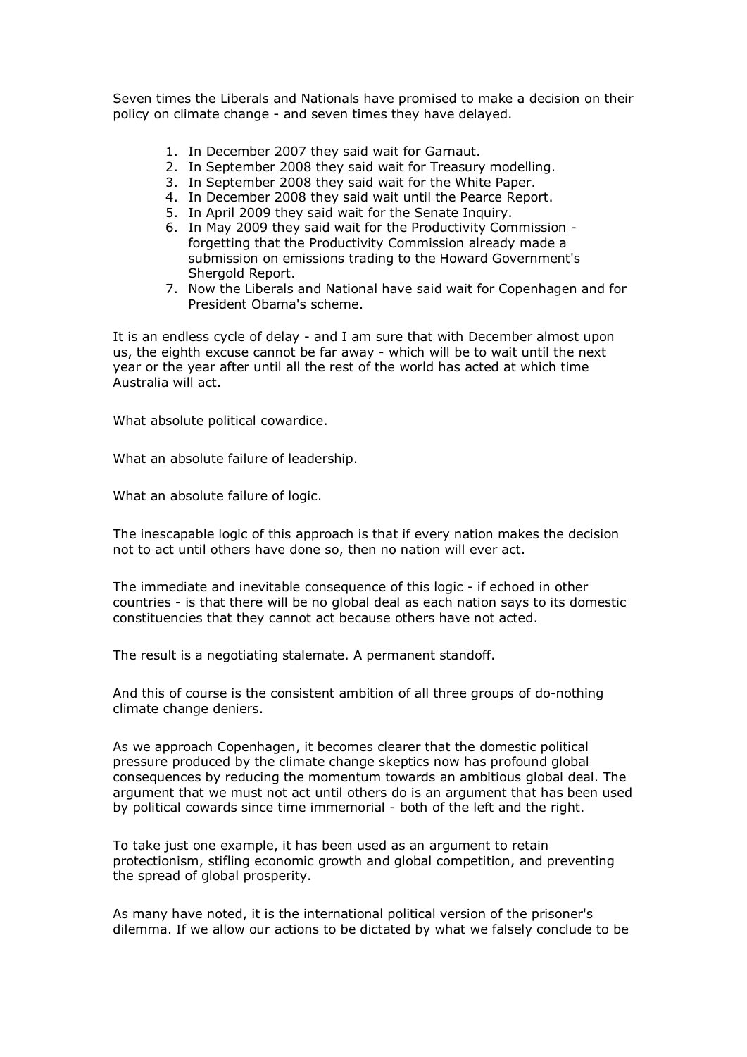Seven times the Liberals and Nationals have promised to make a decision on their policy on climate change - and seven times they have delayed.

1. In December 2007 they said wait for Garnaut.
2. In September 2008 they said wait for Treasury modelling.
3. In September 2008 they said wait for the White Paper.
4. In December 2008 they said wait until the Pearce Report.
5. In April 2009 they said wait for the Senate Inquiry.
6. In May 2009 they said wait for the Productivity Commission - forgetting that the Productivity Commission already made a submission on emissions trading to the Howard Government's Shergold Report.
7. Now the Liberals and National have said wait for Copenhagen and for President Obama's scheme.

It is an endless cycle of delay - and I am sure that with December almost upon us, the eighth excuse cannot be far away - which will be to wait until the next year or the year after until all the rest of the world has acted at which time Australia will act.

What absolute political cowardice.

What an absolute failure of leadership.

What an absolute failure of logic.

The inescapable logic of this approach is that if every nation makes the decision not to act until others have done so, then no nation will ever act.

The immediate and inevitable consequence of this logic - if echoed in other countries - is that there will be no global deal as each nation says to its domestic constituencies that they cannot act because others have not acted.

The result is a negotiating stalemate. A permanent standoff.

And this of course is the consistent ambition of all three groups of do-nothing climate change deniers.

As we approach Copenhagen, it becomes clearer that the domestic political pressure produced by the climate change skeptics now has profound global consequences by reducing the momentum towards an ambitious global deal. The argument that we must not act until others do is an argument that has been used by political cowards since time immemorial - both of the left and the right.

To take just one example, it has been used as an argument to retain protectionism, stifling economic growth and global competition, and preventing the spread of global prosperity.

As many have noted, it is the international political version of the prisoner's dilemma. If we allow our actions to be dictated by what we falsely conclude to be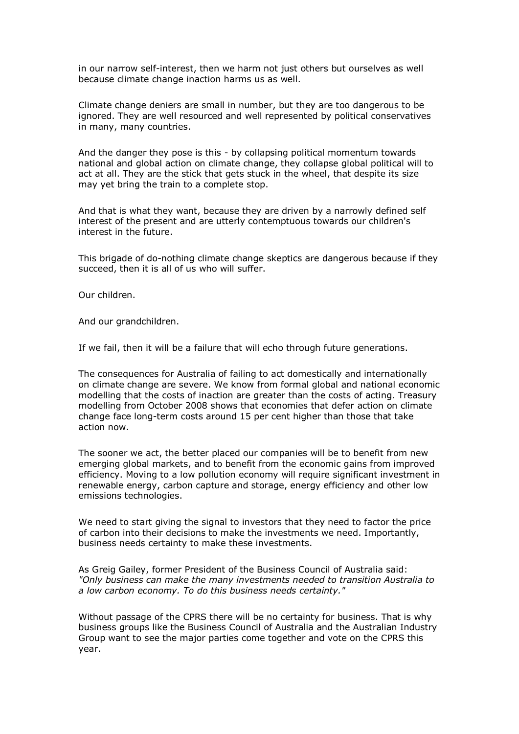in our narrow self-interest, then we harm not just others but ourselves as well because climate change inaction harms us as well.

Climate change deniers are small in number, but they are too dangerous to be ignored. They are well resourced and well represented by political conservatives in many, many countries.

And the danger they pose is this - by collapsing political momentum towards national and global action on climate change, they collapse global political will to act at all. They are the stick that gets stuck in the wheel, that despite its size may yet bring the train to a complete stop.

And that is what they want, because they are driven by a narrowly defined self interest of the present and are utterly contemptuous towards our children's interest in the future.

This brigade of do-nothing climate change skeptics are dangerous because if they succeed, then it is all of us who will suffer.

Our children.

And our grandchildren.

If we fail, then it will be a failure that will echo through future generations.

The consequences for Australia of failing to act domestically and internationally on climate change are severe. We know from formal global and national economic modelling that the costs of inaction are greater than the costs of acting. Treasury modelling from October 2008 shows that economies that defer action on climate change face long-term costs around 15 per cent higher than those that take action now.

The sooner we act, the better placed our companies will be to benefit from new emerging global markets, and to benefit from the economic gains from improved efficiency. Moving to a low pollution economy will require significant investment in renewable energy, carbon capture and storage, energy efficiency and other low emissions technologies.

We need to start giving the signal to investors that they need to factor the price of carbon into their decisions to make the investments we need. Importantly, business needs certainty to make these investments.

As Greig Gailey, former President of the Business Council of Australia said: *"Only business can make the many investments needed to transition Australia to a low carbon economy. To do this business needs certainty."*

Without passage of the CPRS there will be no certainty for business. That is why business groups like the Business Council of Australia and the Australian Industry Group want to see the major parties come together and vote on the CPRS this year.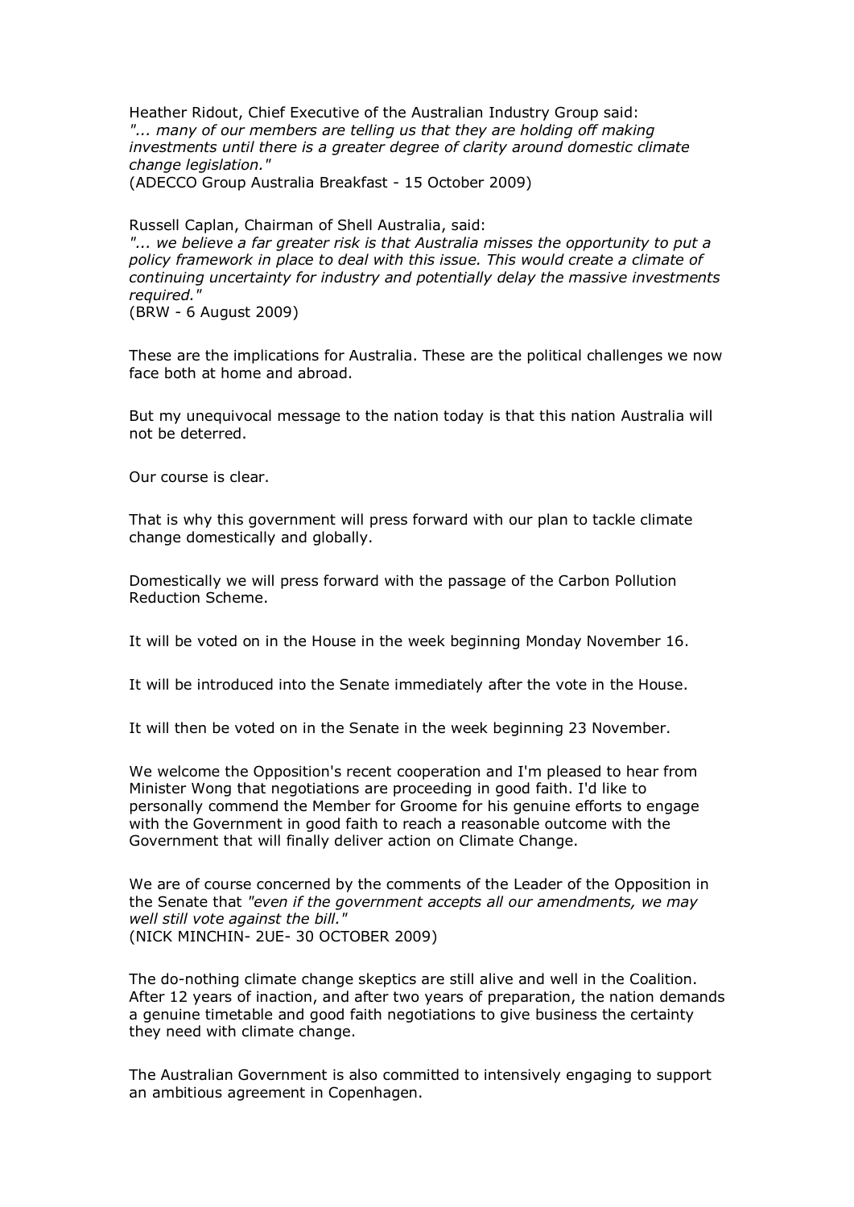Heather Ridout, Chief Executive of the Australian Industry Group said:
*"... many of our members are telling us that they are holding off making investments until there is a greater degree of clarity around domestic climate change legislation."*
(ADECCO Group Australia Breakfast - 15 October 2009)

Russell Caplan, Chairman of Shell Australia, said:
*"... we believe a far greater risk is that Australia misses the opportunity to put a policy framework in place to deal with this issue. This would create a climate of continuing uncertainty for industry and potentially delay the massive investments required."*
(BRW - 6 August 2009)

These are the implications for Australia. These are the political challenges we now face both at home and abroad.

But my unequivocal message to the nation today is that this nation Australia will not be deterred.

Our course is clear.

That is why this government will press forward with our plan to tackle climate change domestically and globally.

Domestically we will press forward with the passage of the Carbon Pollution Reduction Scheme.

It will be voted on in the House in the week beginning Monday November 16.

It will be introduced into the Senate immediately after the vote in the House.

It will then be voted on in the Senate in the week beginning 23 November.

We welcome the Opposition's recent cooperation and I'm pleased to hear from Minister Wong that negotiations are proceeding in good faith. I'd like to personally commend the Member for Groome for his genuine efforts to engage with the Government in good faith to reach a reasonable outcome with the Government that will finally deliver action on Climate Change.

We are of course concerned by the comments of the Leader of the Opposition in the Senate that *"even if the government accepts all our amendments, we may well still vote against the bill."*
(NICK MINCHIN- 2UE- 30 OCTOBER 2009)

The do-nothing climate change skeptics are still alive and well in the Coalition. After 12 years of inaction, and after two years of preparation, the nation demands a genuine timetable and good faith negotiations to give business the certainty they need with climate change.

The Australian Government is also committed to intensively engaging to support an ambitious agreement in Copenhagen.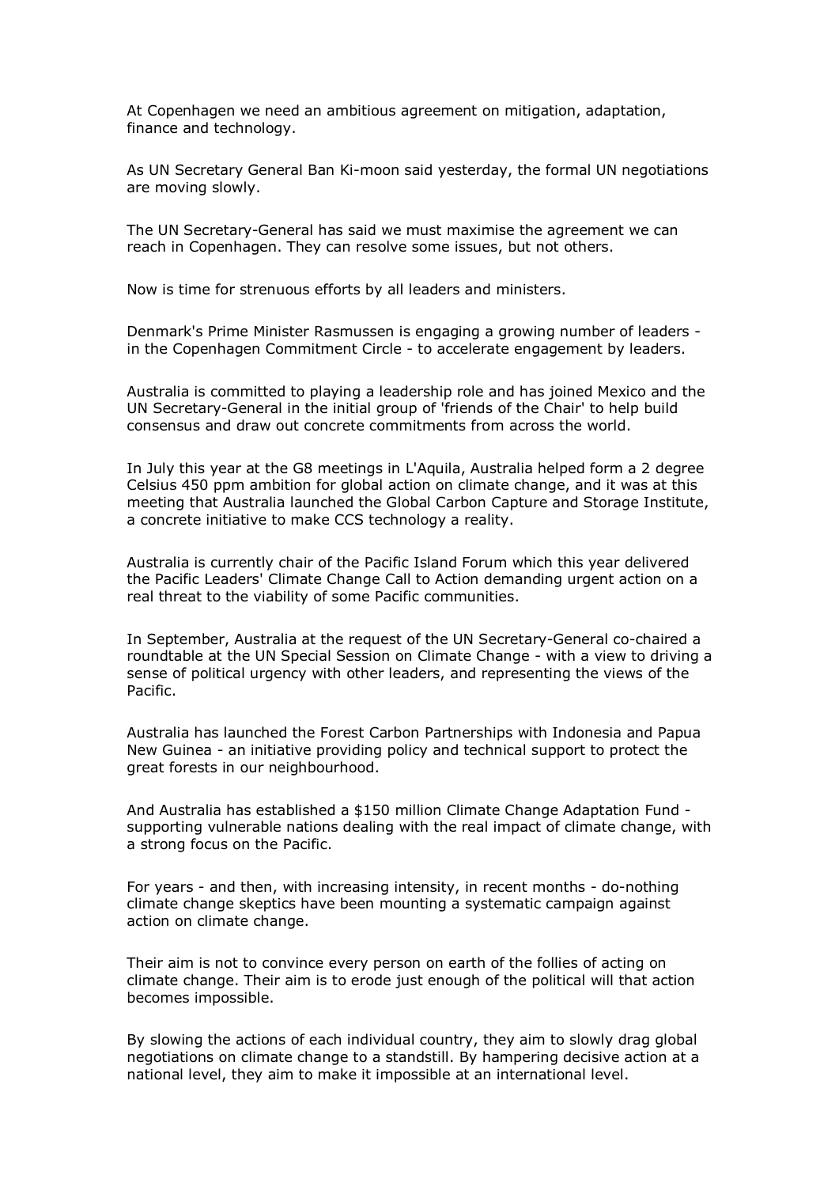At Copenhagen we need an ambitious agreement on mitigation, adaptation, finance and technology.

As UN Secretary General Ban Ki-moon said yesterday, the formal UN negotiations are moving slowly.

The UN Secretary-General has said we must maximise the agreement we can reach in Copenhagen. They can resolve some issues, but not others.

Now is time for strenuous efforts by all leaders and ministers.

Denmark's Prime Minister Rasmussen is engaging a growing number of leaders - in the Copenhagen Commitment Circle - to accelerate engagement by leaders.

Australia is committed to playing a leadership role and has joined Mexico and the UN Secretary-General in the initial group of 'friends of the Chair' to help build consensus and draw out concrete commitments from across the world.

In July this year at the G8 meetings in L'Aquila, Australia helped form a 2 degree Celsius 450 ppm ambition for global action on climate change, and it was at this meeting that Australia launched the Global Carbon Capture and Storage Institute, a concrete initiative to make CCS technology a reality.

Australia is currently chair of the Pacific Island Forum which this year delivered the Pacific Leaders' Climate Change Call to Action demanding urgent action on a real threat to the viability of some Pacific communities.

In September, Australia at the request of the UN Secretary-General co-chaired a roundtable at the UN Special Session on Climate Change - with a view to driving a sense of political urgency with other leaders, and representing the views of the Pacific.

Australia has launched the Forest Carbon Partnerships with Indonesia and Papua New Guinea - an initiative providing policy and technical support to protect the great forests in our neighbourhood.

And Australia has established a $150 million Climate Change Adaptation Fund - supporting vulnerable nations dealing with the real impact of climate change, with a strong focus on the Pacific.

For years - and then, with increasing intensity, in recent months - do-nothing climate change skeptics have been mounting a systematic campaign against action on climate change.

Their aim is not to convince every person on earth of the follies of acting on climate change. Their aim is to erode just enough of the political will that action becomes impossible.

By slowing the actions of each individual country, they aim to slowly drag global negotiations on climate change to a standstill. By hampering decisive action at a national level, they aim to make it impossible at an international level.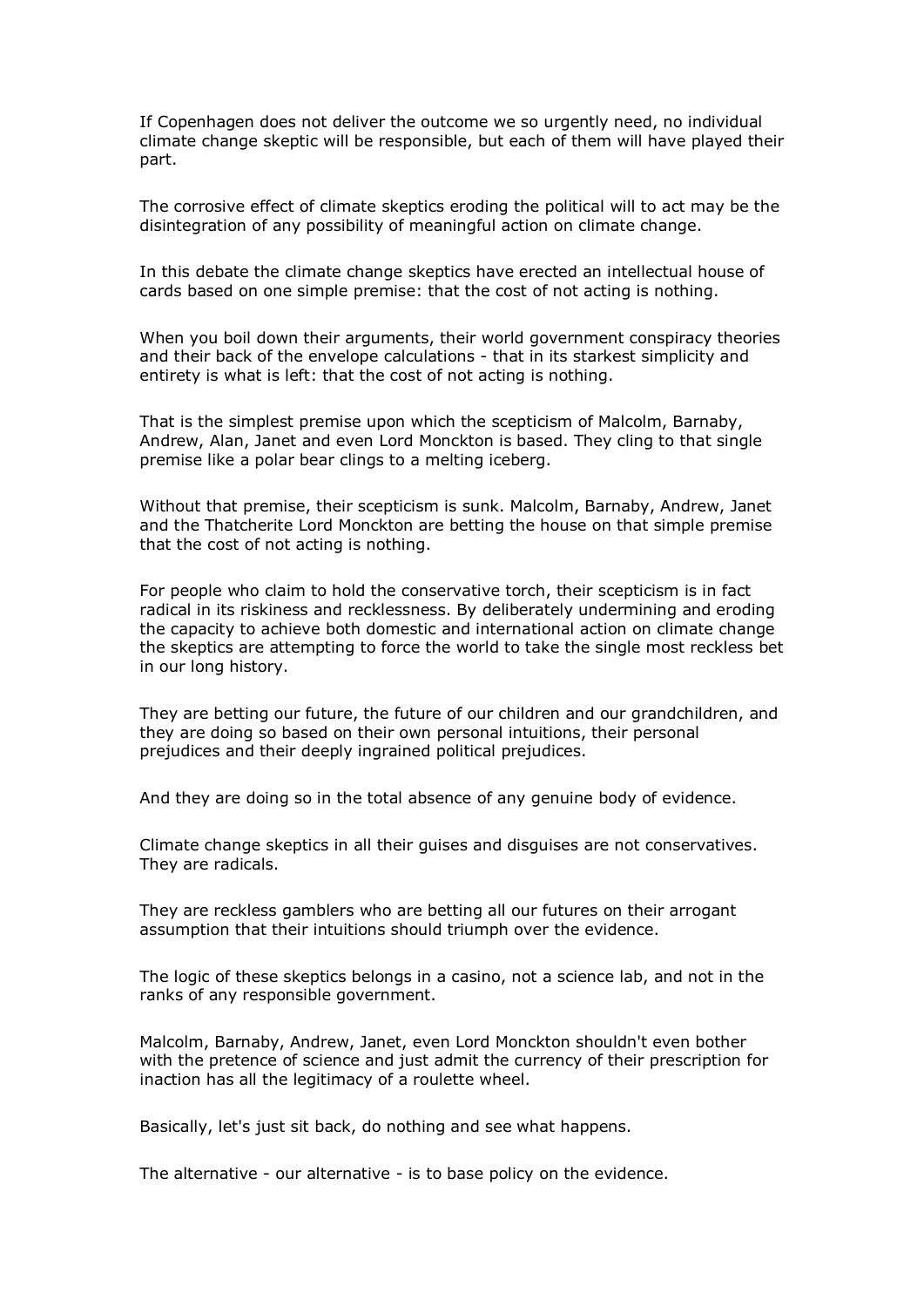If Copenhagen does not deliver the outcome we so urgently need, no individual climate change skeptic will be responsible, but each of them will have played their part.

The corrosive effect of climate skeptics eroding the political will to act may be the disintegration of any possibility of meaningful action on climate change.

In this debate the climate change skeptics have erected an intellectual house of cards based on one simple premise: that the cost of not acting is nothing.

When you boil down their arguments, their world government conspiracy theories and their back of the envelope calculations - that in its starkest simplicity and entirety is what is left: that the cost of not acting is nothing.

That is the simplest premise upon which the scepticism of Malcolm, Barnaby, Andrew, Alan, Janet and even Lord Monckton is based. They cling to that single premise like a polar bear clings to a melting iceberg.

Without that premise, their scepticism is sunk. Malcolm, Barnaby, Andrew, Janet and the Thatcherite Lord Monckton are betting the house on that simple premise that the cost of not acting is nothing.

For people who claim to hold the conservative torch, their scepticism is in fact radical in its riskiness and recklessness. By deliberately undermining and eroding the capacity to achieve both domestic and international action on climate change the skeptics are attempting to force the world to take the single most reckless bet in our long history.

They are betting our future, the future of our children and our grandchildren, and they are doing so based on their own personal intuitions, their personal prejudices and their deeply ingrained political prejudices.

And they are doing so in the total absence of any genuine body of evidence.

Climate change skeptics in all their guises and disguises are not conservatives. They are radicals.

They are reckless gamblers who are betting all our futures on their arrogant assumption that their intuitions should triumph over the evidence.

The logic of these skeptics belongs in a casino, not a science lab, and not in the ranks of any responsible government.

Malcolm, Barnaby, Andrew, Janet, even Lord Monckton shouldn't even bother with the pretence of science and just admit the currency of their prescription for inaction has all the legitimacy of a roulette wheel.

Basically, let's just sit back, do nothing and see what happens.

The alternative - our alternative - is to base policy on the evidence.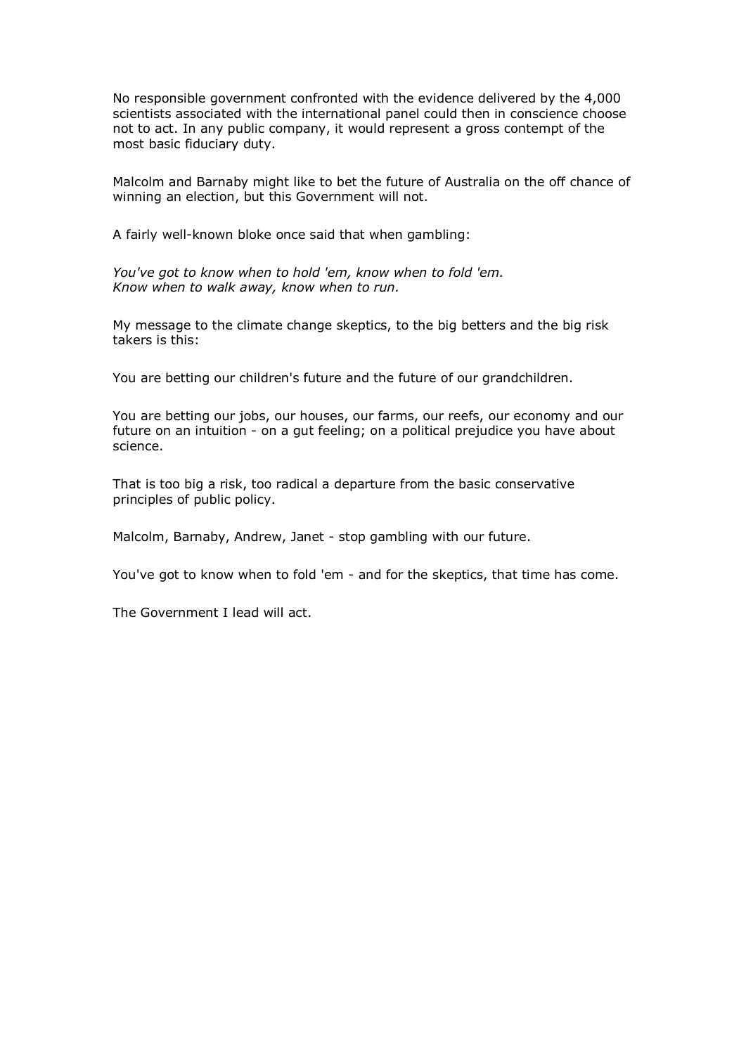No responsible government confronted with the evidence delivered by the 4,000 scientists associated with the international panel could then in conscience choose not to act. In any public company, it would represent a gross contempt of the most basic fiduciary duty.

Malcolm and Barnaby might like to bet the future of Australia on the off chance of winning an election, but this Government will not.

A fairly well-known bloke once said that when gambling:

*You've got to know when to hold 'em, know when to fold 'em.*
*Know when to walk away, know when to run.*

My message to the climate change skeptics, to the big betters and the big risk takers is this:

You are betting our children's future and the future of our grandchildren.

You are betting our jobs, our houses, our farms, our reefs, our economy and our future on an intuition - on a gut feeling; on a political prejudice you have about science.

That is too big a risk, too radical a departure from the basic conservative principles of public policy.

Malcolm, Barnaby, Andrew, Janet - stop gambling with our future.

You've got to know when to fold 'em - and for the skeptics, that time has come.

The Government I lead will act.